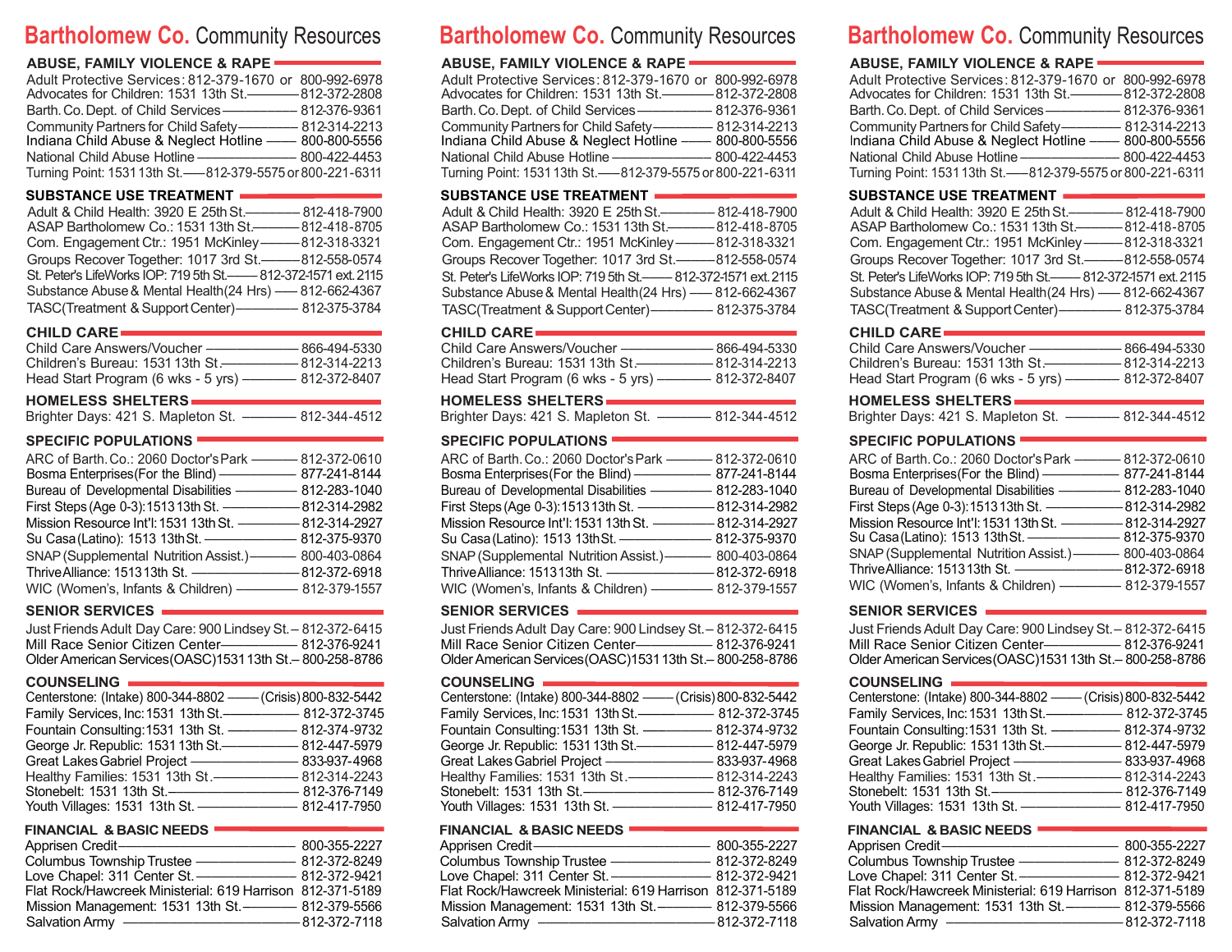# Bartholomew Co. Community Resources

## ABUSE, FAMILY VIOLENCE & RAPE

- Adult Protective Services: 812-379-1670 or 800-992-6978
- Advocates for Children: 1531 13th St. — 812-372-2808
- Barth. Co. Dept. of Child Services — 812-376-9361
- Community Partners for Child Safety — 812-314-2213
- Indiana Child Abuse & Neglect Hotline — 800-800-5556
- National Child Abuse Hotline — 800-422-4453
- Turning Point: 1531 13th St. — 812-379-5575 or 800-221-6311

## SUBSTANCE USE TREATMENT

- Adult & Child Health: 3920 E 25th St. — 812-418-7900
- ASAP Bartholomew Co.: 1531 13th St. — 812-418-8705
- Com. Engagement Ctr.: 1951 McKinley — 812-318-3321
- Groups Recover Together: 1017 3rd St. — 812-558-0574
- St. Peter's LifeWorks IOP: 719 5th St. — 812-372-1571 ext. 2115
- Substance Abuse & Mental Health (24 Hrs) — 812-662-4367
- TASC (Treatment & Support Center) — 812-375-3784

## CHILD CARE

- Child Care Answers/Voucher — 866-494-5330
- Children's Bureau: 1531 13th St. — 812-314-2213
- Head Start Program (6 wks - 5 yrs) — 812-372-8407

## HOMELESS SHELTERS

- Brighter Days: 421 S. Mapleton St. — 812-344-4512

## SPECIFIC POPULATIONS

- ARC of Barth. Co.: 2060 Doctor's Park — 812-372-0610
- Bosma Enterprises (For the Blind) — 877-241-8144
- Bureau of Developmental Disabilities — 812-283-1040
- First Steps (Age 0-3): 1513 13th St. — 812-314-2982
- Mission Resource Int'l: 1531 13th St. — 812-314-2927
- Su Casa (Latino): 1513 13th St. — 812-375-9370
- SNAP (Supplemental Nutrition Assist.) — 800-403-0864
- Thrive Alliance: 1513 13th St. — 812-372-6918
- WIC (Women's, Infants & Children) — 812-379-1557

## SENIOR SERVICES

- Just Friends Adult Day Care: 900 Lindsey St. – 812-372-6415
- Mill Race Senior Citizen Center — 812-376-9241
- Older American Services (OASC) 1531 13th St. – 800-258-8786

## COUNSELING

- Centerstone: (Intake) 800-344-8802 — (Crisis) 800-832-5442
- Family Services, Inc: 1531 13th St. — 812-372-3745
- Fountain Consulting: 1531 13th St. — 812-374-9732
- George Jr. Republic: 1531 13th St. — 812-447-5979
- Great Lakes Gabriel Project — 833-937-4968
- Healthy Families: 1531 13th St. — 812-314-2243
- Stonebelt: 1531 13th St. — 812-376-7149
- Youth Villages: 1531 13th St. — 812-417-7950

## FINANCIAL & BASIC NEEDS

- Apprisen Credit — 800-355-2227
- Columbus Township Trustee — 812-372-8249
- Love Chapel: 311 Center St. — 812-372-9421
- Flat Rock/Hawcreek Ministerial: 619 Harrison 812-371-5189
- Mission Management: 1531 13th St. — 812-379-5566
- Salvation Army — 812-372-7118

---

# Bartholomew Co. Community Resources

## ABUSE, FAMILY VIOLENCE & RAPE

- Adult Protective Services: 812-379-1670 or 800-992-6978
- Advocates for Children: 1531 13th St. — 812-372-2808
- Barth. Co. Dept. of Child Services — 812-376-9361
- Community Partners for Child Safety — 812-314-2213
- Indiana Child Abuse & Neglect Hotline — 800-800-5556
- National Child Abuse Hotline — 800-422-4453
- Turning Point: 1531 13th St. — 812-379-5575 or 800-221-6311

## SUBSTANCE USE TREATMENT

- Adult & Child Health: 3920 E 25th St. — 812-418-7900
- ASAP Bartholomew Co.: 1531 13th St. — 812-418-8705
- Com. Engagement Ctr.: 1951 McKinley — 812-318-3321
- Groups Recover Together: 1017 3rd St. — 812-558-0574
- St. Peter's LifeWorks IOP: 719 5th St. — 812-372-1571 ext. 2115
- Substance Abuse & Mental Health (24 Hrs) — 812-662-4367
- TASC (Treatment & Support Center) — 812-375-3784

## CHILD CARE

- Child Care Answers/Voucher — 866-494-5330
- Children's Bureau: 1531 13th St. — 812-314-2213
- Head Start Program (6 wks - 5 yrs) — 812-372-8407

## HOMELESS SHELTERS

- Brighter Days: 421 S. Mapleton St. — 812-344-4512

## SPECIFIC POPULATIONS

- ARC of Barth. Co.: 2060 Doctor's Park — 812-372-0610
- Bosma Enterprises (For the Blind) — 877-241-8144
- Bureau of Developmental Disabilities — 812-283-1040
- First Steps (Age 0-3): 1513 13th St. — 812-314-2982
- Mission Resource Int'l: 1531 13th St. — 812-314-2927
- Su Casa (Latino): 1513 13th St. — 812-375-9370
- SNAP (Supplemental Nutrition Assist.) — 800-403-0864
- Thrive Alliance: 1513 13th St. — 812-372-6918
- WIC (Women's, Infants & Children) — 812-379-1557

## SENIOR SERVICES

- Just Friends Adult Day Care: 900 Lindsey St. – 812-372-6415
- Mill Race Senior Citizen Center — 812-376-9241
- Older American Services (OASC) 1531 13th St. – 800-258-8786

## COUNSELING

- Centerstone: (Intake) 800-344-8802 — (Crisis) 800-832-5442
- Family Services, Inc: 1531 13th St. — 812-372-3745
- Fountain Consulting: 1531 13th St. — 812-374-9732
- George Jr. Republic: 1531 13th St. — 812-447-5979
- Great Lakes Gabriel Project — 833-937-4968
- Healthy Families: 1531 13th St. — 812-314-2243
- Stonebelt: 1531 13th St. — 812-376-7149
- Youth Villages: 1531 13th St. — 812-417-7950

## FINANCIAL & BASIC NEEDS

- Apprisen Credit — 800-355-2227
- Columbus Township Trustee — 812-372-8249
- Love Chapel: 311 Center St. — 812-372-9421
- Flat Rock/Hawcreek Ministerial: 619 Harrison 812-371-5189
- Mission Management: 1531 13th St. — 812-379-5566
- Salvation Army — 812-372-7118

---

# Bartholomew Co. Community Resources

## ABUSE, FAMILY VIOLENCE & RAPE

- Adult Protective Services: 812-379-1670 or 800-992-6978
- Advocates for Children: 1531 13th St. — 812-372-2808
- Barth. Co. Dept. of Child Services — 812-376-9361
- Community Partners for Child Safety — 812-314-2213
- Indiana Child Abuse & Neglect Hotline — 800-800-5556
- National Child Abuse Hotline — 800-422-4453
- Turning Point: 1531 13th St. — 812-379-5575 or 800-221-6311

## SUBSTANCE USE TREATMENT

- Adult & Child Health: 3920 E 25th St. — 812-418-7900
- ASAP Bartholomew Co.: 1531 13th St. — 812-418-8705
- Com. Engagement Ctr.: 1951 McKinley — 812-318-3321
- Groups Recover Together: 1017 3rd St. — 812-558-0574
- St. Peter's LifeWorks IOP: 719 5th St. — 812-372-1571 ext. 2115
- Substance Abuse & Mental Health (24 Hrs) — 812-662-4367
- TASC (Treatment & Support Center) — 812-375-3784

## CHILD CARE

- Child Care Answers/Voucher — 866-494-5330
- Children's Bureau: 1531 13th St. — 812-314-2213
- Head Start Program (6 wks - 5 yrs) — 812-372-8407

## HOMELESS SHELTERS

- Brighter Days: 421 S. Mapleton St. — 812-344-4512

## SPECIFIC POPULATIONS

- ARC of Barth. Co.: 2060 Doctor's Park — 812-372-0610
- Bosma Enterprises (For the Blind) — 877-241-8144
- Bureau of Developmental Disabilities — 812-283-1040
- First Steps (Age 0-3): 1513 13th St. — 812-314-2982
- Mission Resource Int'l: 1531 13th St. — 812-314-2927
- Su Casa (Latino): 1513 13th St. — 812-375-9370
- SNAP (Supplemental Nutrition Assist.) — 800-403-0864
- Thrive Alliance: 1513 13th St. — 812-372-6918
- WIC (Women's, Infants & Children) — 812-379-1557

## SENIOR SERVICES

- Just Friends Adult Day Care: 900 Lindsey St. – 812-372-6415
- Mill Race Senior Citizen Center — 812-376-9241
- Older American Services (OASC) 1531 13th St. – 800-258-8786

## COUNSELING

- Centerstone: (Intake) 800-344-8802 — (Crisis) 800-832-5442
- Family Services, Inc: 1531 13th St. — 812-372-3745
- Fountain Consulting: 1531 13th St. — 812-374-9732
- George Jr. Republic: 1531 13th St. — 812-447-5979
- Great Lakes Gabriel Project — 833-937-4968
- Healthy Families: 1531 13th St. — 812-314-2243
- Stonebelt: 1531 13th St. — 812-376-7149
- Youth Villages: 1531 13th St. — 812-417-7950

## FINANCIAL & BASIC NEEDS

- Apprisen Credit — 800-355-2227
- Columbus Township Trustee — 812-372-8249
- Love Chapel: 311 Center St. — 812-372-9421
- Flat Rock/Hawcreek Ministerial: 619 Harrison 812-371-5189
- Mission Management: 1531 13th St. — 812-379-5566
- Salvation Army — 812-372-7118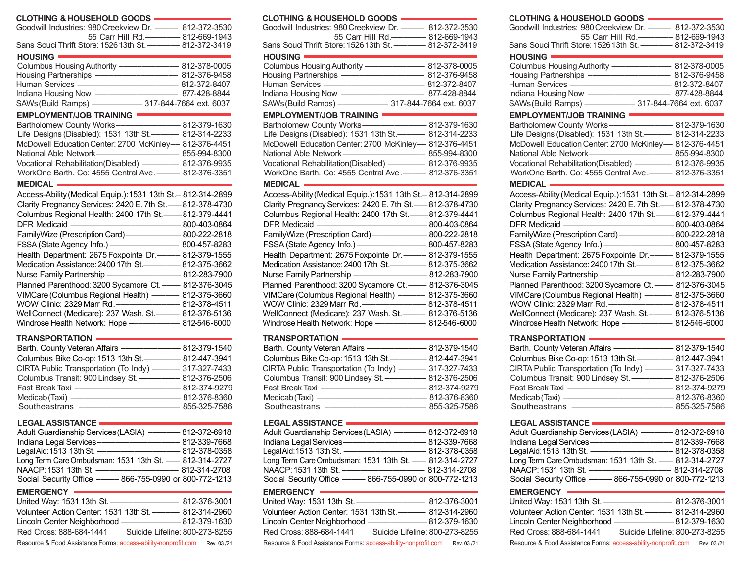## CLOTHING & HOUSEHOLD GOODS

Goodwill Industries: 980 Creekview Dr. — 812-372-3530
55 Carr Hill Rd. — 812-669-1943
Sans Souci Thrift Store: 1526 13th St. — 812-372-3419

## HOUSING

Columbus Housing Authority — 812-378-0005
Housing Partnerships — 812-376-9458
Human Services — 812-372-8407
Indiana Housing Now — 877-428-8844
SAWs (Build Ramps) — 317-844-7664 ext. 6037

## EMPLOYMENT/JOB TRAINING

Bartholomew County Works — 812-379-1630
Life Designs (Disabled): 1531 13th St. — 812-314-2233
McDowell Education Center: 2700 McKinley — 812-376-4451
National Able Network — 855-994-8300
Vocational Rehabilitation (Disabled) — 812-376-9935
WorkOne Barth. Co: 4555 Central Ave. — 812-376-3351

## MEDICAL

Access-Ability (Medical Equip.): 1531 13th St. – 812-314-2899
Clarity Pregnancy Services: 2420 E. 7th St. — 812-378-4730
Columbus Regional Health: 2400 17th St. — 812-379-4441
DFR Medicaid — 800-403-0864
FamilyWize (Prescription Card) — 800-222-2818
FSSA (State Agency Info.) — 800-457-8283
Health Department: 2675 Foxpointe Dr. — 812-379-1555
Medication Assistance: 2400 17th St. — 812-375-3662
Nurse Family Partnership — 812-283-7900
Planned Parenthood: 3200 Sycamore Ct. — 812-376-3045
VIMCare (Columbus Regional Health) — 812-375-3660
WOW Clinic: 2329 Marr Rd. — 812-378-4511
WellConnect (Medicare): 237 Wash. St. — 812-376-5136
Windrose Health Network: Hope — 812-546-6000

## TRANSPORTATION

Barth. County Veteran Affairs — 812-379-1540
Columbus Bike Co-op: 1513 13th St. — 812-447-3941
CIRTA Public Transportation (To Indy) — 317-327-7433
Columbus Transit: 900 Lindsey St. — 812-376-2506
Fast Break Taxi — 812-374-9279
Medicab (Taxi) — 812-376-8360
Southeastrans — 855-325-7586

## LEGAL ASSISTANCE

Adult Guardianship Services (LASIA) — 812-372-6918
Indiana Legal Services — 812-339-7668
Legal Aid: 1513 13th St. — 812-378-0358
Long Term Care Ombudsman: 1531 13th St. — 812-314-2727
NAACP: 1531 13th St. — 812-314-2708
Social Security Office — 866-755-0990 or 800-772-1213

## EMERGENCY

United Way: 1531 13th St. — 812-376-3001
Volunteer Action Center: 1531 13th St. — 812-314-2960
Lincoln Center Neighborhood — 812-379-1630
Red Cross: 888-684-1441 Suicide Lifeline: 800-273-8255

Resource & Food Assistance Forms: access-ability-nonprofit.com Rev. 03 /21

## CLOTHING & HOUSEHOLD GOODS

Goodwill Industries: 980 Creekview Dr. — 812-372-3530
55 Carr Hill Rd. — 812-669-1943
Sans Souci Thrift Store: 1526 13th St. — 812-372-3419

## HOUSING

Columbus Housing Authority — 812-378-0005
Housing Partnerships — 812-376-9458
Human Services — 812-372-8407
Indiana Housing Now — 877-428-8844
SAWs (Build Ramps) — 317-844-7664 ext. 6037

## EMPLOYMENT/JOB TRAINING

Bartholomew County Works — 812-379-1630
Life Designs (Disabled): 1531 13th St. — 812-314-2233
McDowell Education Center: 2700 McKinley — 812-376-4451
National Able Network — 855-994-8300
Vocational Rehabilitation (Disabled) — 812-376-9935
WorkOne Barth. Co: 4555 Central Ave. — 812-376-3351

## MEDICAL

Access-Ability (Medical Equip.): 1531 13th St. – 812-314-2899
Clarity Pregnancy Services: 2420 E. 7th St. — 812-378-4730
Columbus Regional Health: 2400 17th St. — 812-379-4441
DFR Medicaid — 800-403-0864
FamilyWize (Prescription Card) — 800-222-2818
FSSA (State Agency Info.) — 800-457-8283
Health Department: 2675 Foxpointe Dr. — 812-379-1555
Medication Assistance: 2400 17th St. — 812-375-3662
Nurse Family Partnership — 812-283-7900
Planned Parenthood: 3200 Sycamore Ct. — 812-376-3045
VIMCare (Columbus Regional Health) — 812-375-3660
WOW Clinic: 2329 Marr Rd. — 812-378-4511
WellConnect (Medicare): 237 Wash. St. — 812-376-5136
Windrose Health Network: Hope — 812-546-6000

## TRANSPORTATION

Barth. County Veteran Affairs — 812-379-1540
Columbus Bike Co-op: 1513 13th St. — 812-447-3941
CIRTA Public Transportation (To Indy) — 317-327-7433
Columbus Transit: 900 Lindsey St. — 812-376-2506
Fast Break Taxi — 812-374-9279
Medicab (Taxi) — 812-376-8360
Southeastrans — 855-325-7586

## LEGAL ASSISTANCE

Adult Guardianship Services (LASIA) — 812-372-6918
Indiana Legal Services — 812-339-7668
Legal Aid: 1513 13th St. — 812-378-0358
Long Term Care Ombudsman: 1531 13th St. — 812-314-2727
NAACP: 1531 13th St. — 812-314-2708
Social Security Office — 866-755-0990 or 800-772-1213

## EMERGENCY

United Way: 1531 13th St. — 812-376-3001
Volunteer Action Center: 1531 13th St. — 812-314-2960
Lincoln Center Neighborhood — 812-379-1630
Red Cross: 888-684-1441 Suicide Lifeline: 800-273-8255

Resource & Food Assistance Forms: access-ability-nonprofit.com Rev. 03 /21

## CLOTHING & HOUSEHOLD GOODS

Goodwill Industries: 980 Creekview Dr. — 812-372-3530
55 Carr Hill Rd. — 812-669-1943
Sans Souci Thrift Store: 1526 13th St. — 812-372-3419

## HOUSING

Columbus Housing Authority — 812-378-0005
Housing Partnerships — 812-376-9458
Human Services — 812-372-8407
Indiana Housing Now — 877-428-8844
SAWs (Build Ramps) — 317-844-7664 ext. 6037

## EMPLOYMENT/JOB TRAINING

Bartholomew County Works — 812-379-1630
Life Designs (Disabled): 1531 13th St. — 812-314-2233
McDowell Education Center: 2700 McKinley — 812-376-4451
National Able Network — 855-994-8300
Vocational Rehabilitation (Disabled) — 812-376-9935
WorkOne Barth. Co: 4555 Central Ave. — 812-376-3351

## MEDICAL

Access-Ability (Medical Equip.): 1531 13th St. – 812-314-2899
Clarity Pregnancy Services: 2420 E. 7th St. — 812-378-4730
Columbus Regional Health: 2400 17th St. — 812-379-4441
DFR Medicaid — 800-403-0864
FamilyWize (Prescription Card) — 800-222-2818
FSSA (State Agency Info.) — 800-457-8283
Health Department: 2675 Foxpointe Dr. — 812-379-1555
Medication Assistance: 2400 17th St. — 812-375-3662
Nurse Family Partnership — 812-283-7900
Planned Parenthood: 3200 Sycamore Ct. — 812-376-3045
VIMCare (Columbus Regional Health) — 812-375-3660
WOW Clinic: 2329 Marr Rd. — 812-378-4511
WellConnect (Medicare): 237 Wash. St. — 812-376-5136
Windrose Health Network: Hope — 812-546-6000

## TRANSPORTATION

Barth. County Veteran Affairs — 812-379-1540
Columbus Bike Co-op: 1513 13th St. — 812-447-3941
CIRTA Public Transportation (To Indy) — 317-327-7433
Columbus Transit: 900 Lindsey St. — 812-376-2506
Fast Break Taxi — 812-374-9279
Medicab (Taxi) — 812-376-8360
Southeastrans — 855-325-7586

## LEGAL ASSISTANCE

Adult Guardianship Services (LASIA) — 812-372-6918
Indiana Legal Services — 812-339-7668
Legal Aid: 1513 13th St. — 812-378-0358
Long Term Care Ombudsman: 1531 13th St. — 812-314-2727
NAACP: 1531 13th St. — 812-314-2708
Social Security Office — 866-755-0990 or 800-772-1213

## EMERGENCY

United Way: 1531 13th St. — 812-376-3001
Volunteer Action Center: 1531 13th St. — 812-314-2960
Lincoln Center Neighborhood — 812-379-1630
Red Cross: 888-684-1441 Suicide Lifeline: 800-273-8255

Resource & Food Assistance Forms: access-ability-nonprofit.com Rev. 03 /21